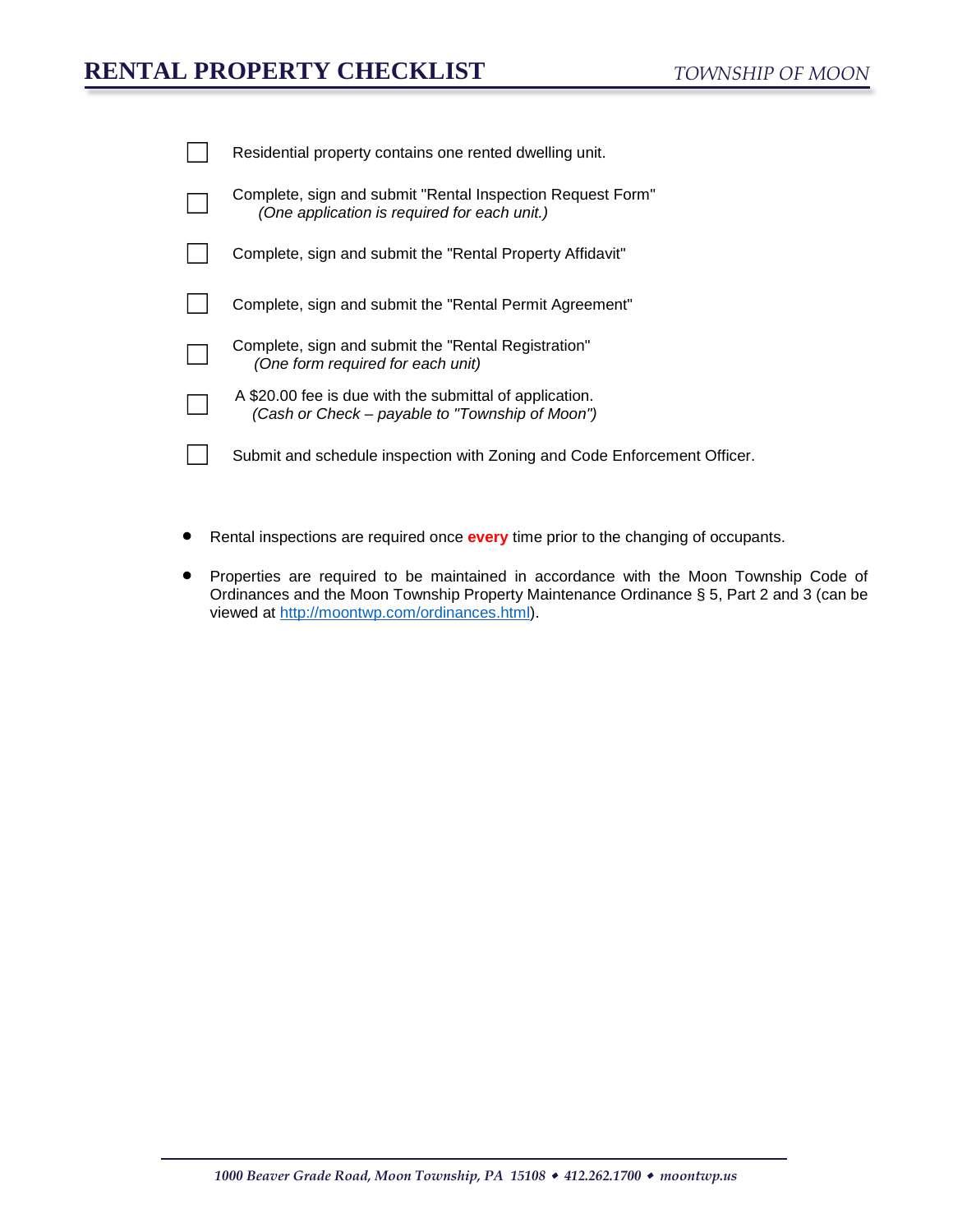# RENTAL PROPERTY CHECKLIST

*TOWNSHIP OF MOON*

- [ ] Residential property contains one rented dwelling unit.
- [ ] Complete, sign and submit "Rental Inspection Request Form"
  *(One application is required for each unit.)*
- [ ] Complete, sign and submit the "Rental Property Affidavit"
- [ ] Complete, sign and submit the "Rental Permit Agreement"
- [ ] Complete, sign and submit the "Rental Registration"
  *(One form required for each unit)*
- [ ] A $20.00 fee is due with the submittal of application.
  *(Cash or Check – payable to "Township of Moon")*
- [ ] Submit and schedule inspection with Zoning and Code Enforcement Officer.

- Rental inspections are required once **every** time prior to the changing of occupants.
- Properties are required to be maintained in accordance with the Moon Township Code of Ordinances and the Moon Township Property Maintenance Ordinance § 5, Part 2 and 3 (can be viewed at [http://moontwp.com/ordinances.html](http://moontwp.com/ordinances.html)).

*1000 Beaver Grade Road, Moon Township, PA 15108 ◆ 412.262.1700 ◆ moontwp.us*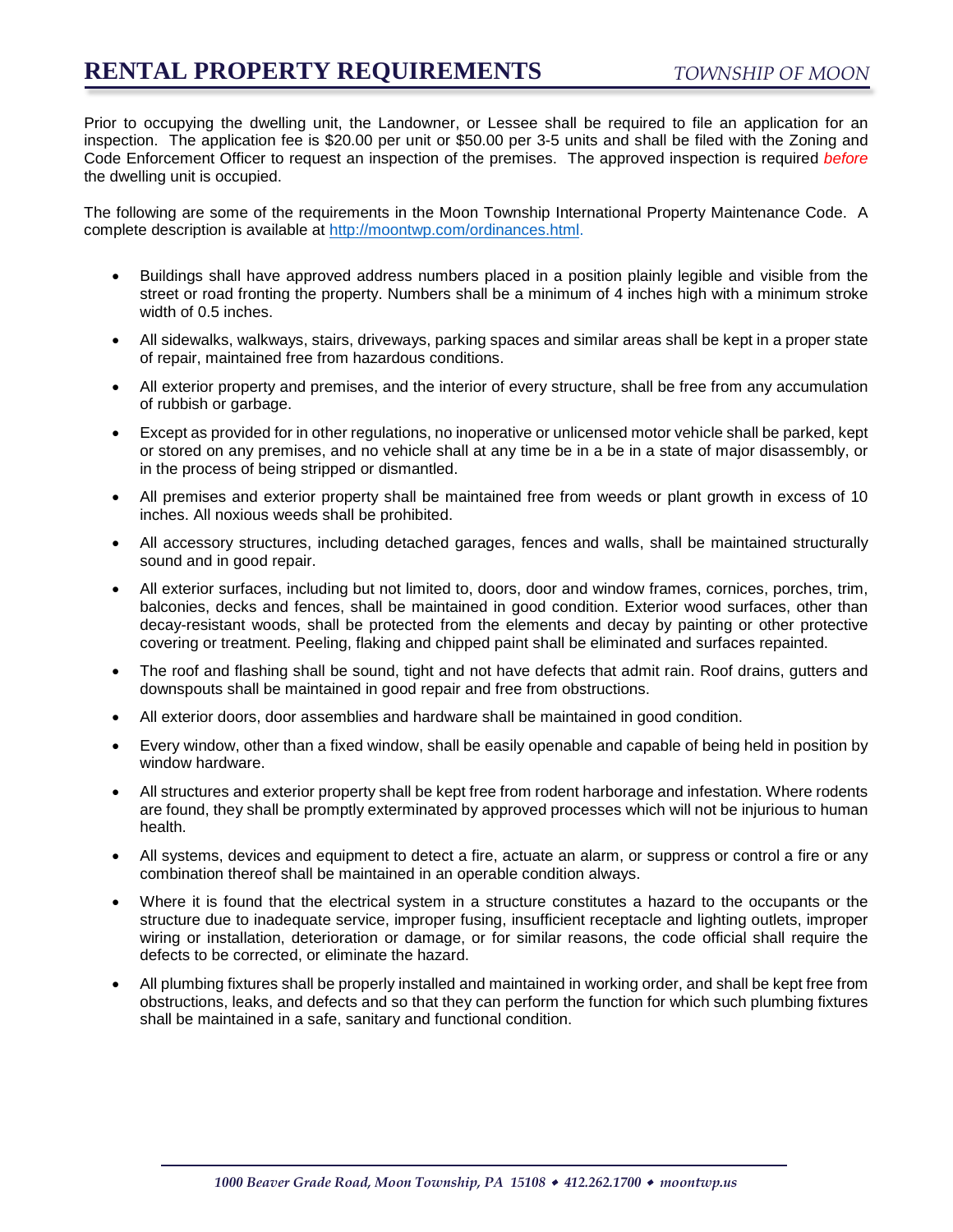# RENTAL PROPERTY REQUIREMENTS

*TOWNSHIP OF MOON*

Prior to occupying the dwelling unit, the Landowner, or Lessee shall be required to file an application for an inspection. The application fee is $20.00 per unit or $50.00 per 3-5 units and shall be filed with the Zoning and Code Enforcement Officer to request an inspection of the premises. The approved inspection is required *before* the dwelling unit is occupied.

The following are some of the requirements in the Moon Township International Property Maintenance Code. A complete description is available at http://moontwp.com/ordinances.html.

- Buildings shall have approved address numbers placed in a position plainly legible and visible from the street or road fronting the property. Numbers shall be a minimum of 4 inches high with a minimum stroke width of 0.5 inches.
- All sidewalks, walkways, stairs, driveways, parking spaces and similar areas shall be kept in a proper state of repair, maintained free from hazardous conditions.
- All exterior property and premises, and the interior of every structure, shall be free from any accumulation of rubbish or garbage.
- Except as provided for in other regulations, no inoperative or unlicensed motor vehicle shall be parked, kept or stored on any premises, and no vehicle shall at any time be in a be in a state of major disassembly, or in the process of being stripped or dismantled.
- All premises and exterior property shall be maintained free from weeds or plant growth in excess of 10 inches. All noxious weeds shall be prohibited.
- All accessory structures, including detached garages, fences and walls, shall be maintained structurally sound and in good repair.
- All exterior surfaces, including but not limited to, doors, door and window frames, cornices, porches, trim, balconies, decks and fences, shall be maintained in good condition. Exterior wood surfaces, other than decay-resistant woods, shall be protected from the elements and decay by painting or other protective covering or treatment. Peeling, flaking and chipped paint shall be eliminated and surfaces repainted.
- The roof and flashing shall be sound, tight and not have defects that admit rain. Roof drains, gutters and downspouts shall be maintained in good repair and free from obstructions.
- All exterior doors, door assemblies and hardware shall be maintained in good condition.
- Every window, other than a fixed window, shall be easily openable and capable of being held in position by window hardware.
- All structures and exterior property shall be kept free from rodent harborage and infestation. Where rodents are found, they shall be promptly exterminated by approved processes which will not be injurious to human health.
- All systems, devices and equipment to detect a fire, actuate an alarm, or suppress or control a fire or any combination thereof shall be maintained in an operable condition always.
- Where it is found that the electrical system in a structure constitutes a hazard to the occupants or the structure due to inadequate service, improper fusing, insufficient receptacle and lighting outlets, improper wiring or installation, deterioration or damage, or for similar reasons, the code official shall require the defects to be corrected, or eliminate the hazard.
- All plumbing fixtures shall be properly installed and maintained in working order, and shall be kept free from obstructions, leaks, and defects and so that they can perform the function for which such plumbing fixtures shall be maintained in a safe, sanitary and functional condition.

*1000 Beaver Grade Road, Moon Township, PA 15108 ◆ 412.262.1700 ◆ moontwp.us*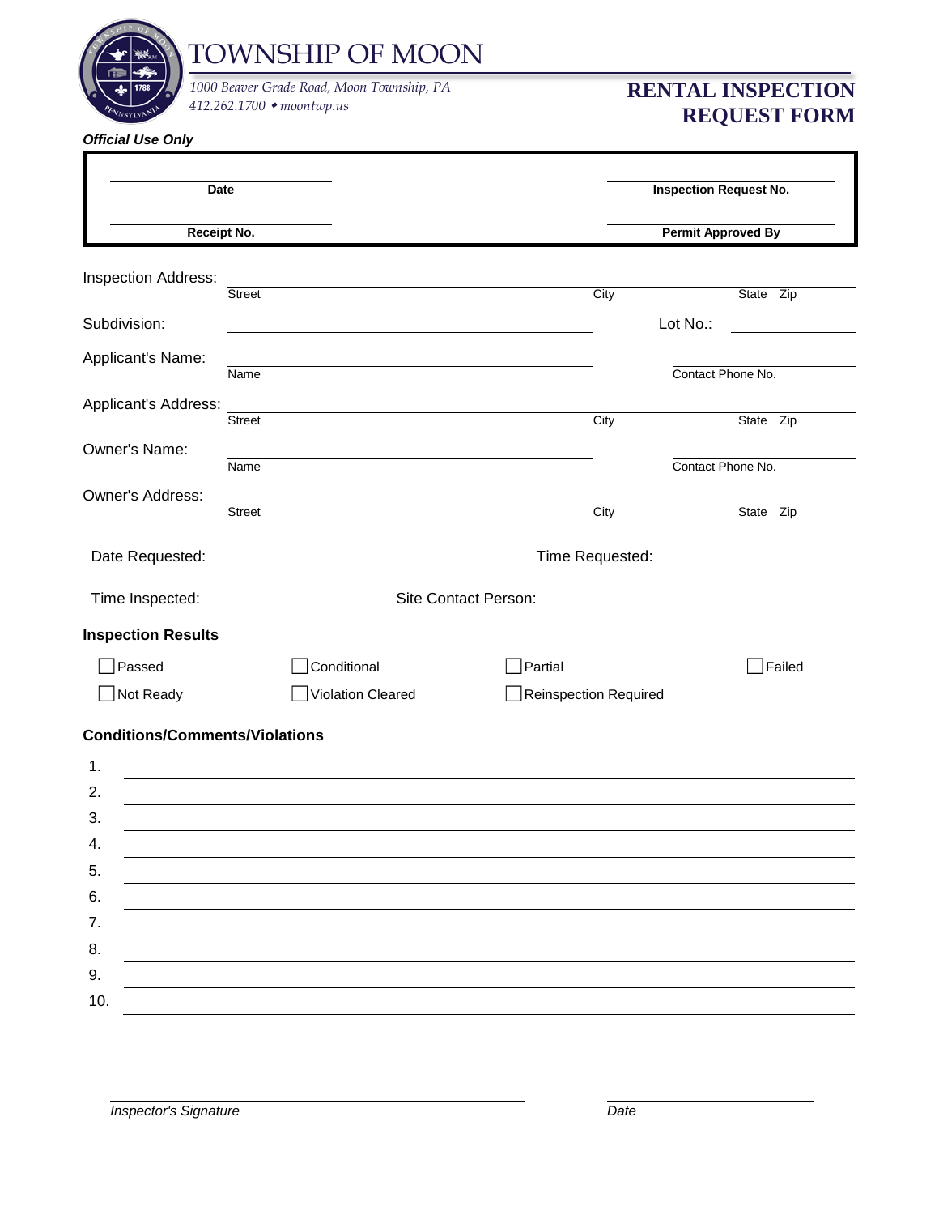# TOWNSHIP OF MOON

*1000 Beaver Grade Road, Moon Township, PA*
*412.262.1700 • moontwp.us*

## RENTAL INSPECTION REQUEST FORM

***Official Use Only***

| | |
|---|---|
| **Date** | **Inspection Request No.** |
| **Receipt No.** | **Permit Approved By** |

Inspection Address: ______________________________
Street | City | State | Zip

Subdivision: ______________________ Lot No.: __________

Applicant's Name: ______________________ ______________
Name | Contact Phone No.

Applicant's Address: ______________________________
Street | City | State | Zip

Owner's Name: ______________________ ______________
Name | Contact Phone No.

Owner's Address: ______________________________
Street | City | State | Zip

Date Requested: ______________ Time Requested: ______________

Time Inspected: ______________ Site Contact Person: ______________

**Inspection Results**

- ☐ Passed
- ☐ Conditional
- ☐ Partial
- ☐ Failed
- ☐ Not Ready
- ☐ Violation Cleared
- ☐ Reinspection Required

**Conditions/Comments/Violations**

1. ______________________________
2. ______________________________
3. ______________________________
4. ______________________________
5. ______________________________
6. ______________________________
7. ______________________________
8. ______________________________
9. ______________________________
10. ______________________________

______________________________ ______________
*Inspector's Signature* *Date*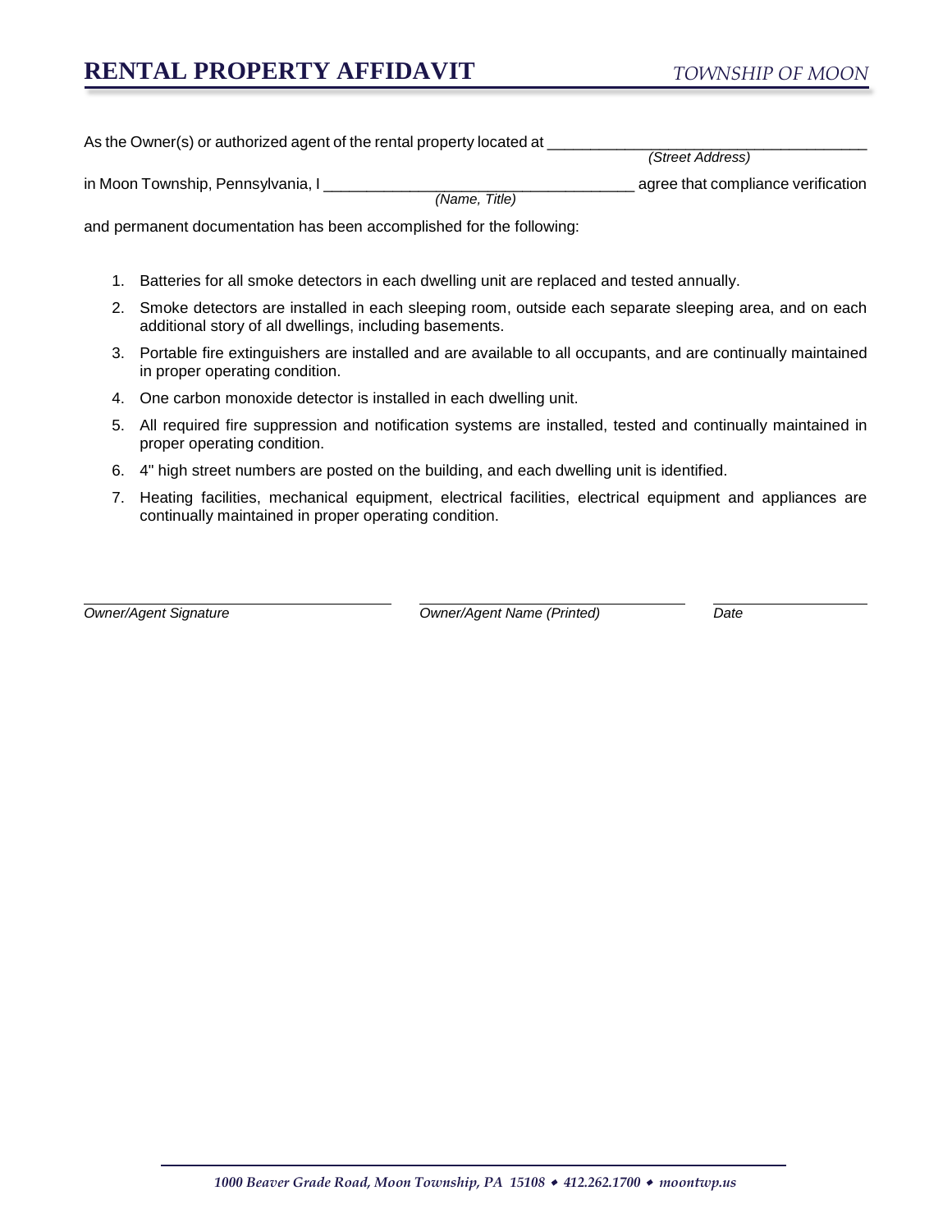# RENTAL PROPERTY AFFIDAVIT

*TOWNSHIP OF MOON*

As the Owner(s) or authorized agent of the rental property located at ______________________________________
*(Street Address)*

in Moon Township, Pennsylvania, I ______________________________________ agree that compliance verification
*(Name, Title)*

and permanent documentation has been accomplished for the following:

1. Batteries for all smoke detectors in each dwelling unit are replaced and tested annually.
2. Smoke detectors are installed in each sleeping room, outside each separate sleeping area, and on each additional story of all dwellings, including basements.
3. Portable fire extinguishers are installed and are available to all occupants, and are continually maintained in proper operating condition.
4. One carbon monoxide detector is installed in each dwelling unit.
5. All required fire suppression and notification systems are installed, tested and continually maintained in proper operating condition.
6. 4" high street numbers are posted on the building, and each dwelling unit is identified.
7. Heating facilities, mechanical equipment, electrical facilities, electrical equipment and appliances are continually maintained in proper operating condition.

| ______________________________ | ______________________________ | ________________ |
|---|---|---|
| *Owner/Agent Signature* | *Owner/Agent Name (Printed)* | *Date* |

*1000 Beaver Grade Road, Moon Township, PA 15108 ◆ 412.262.1700 ◆ moontwp.us*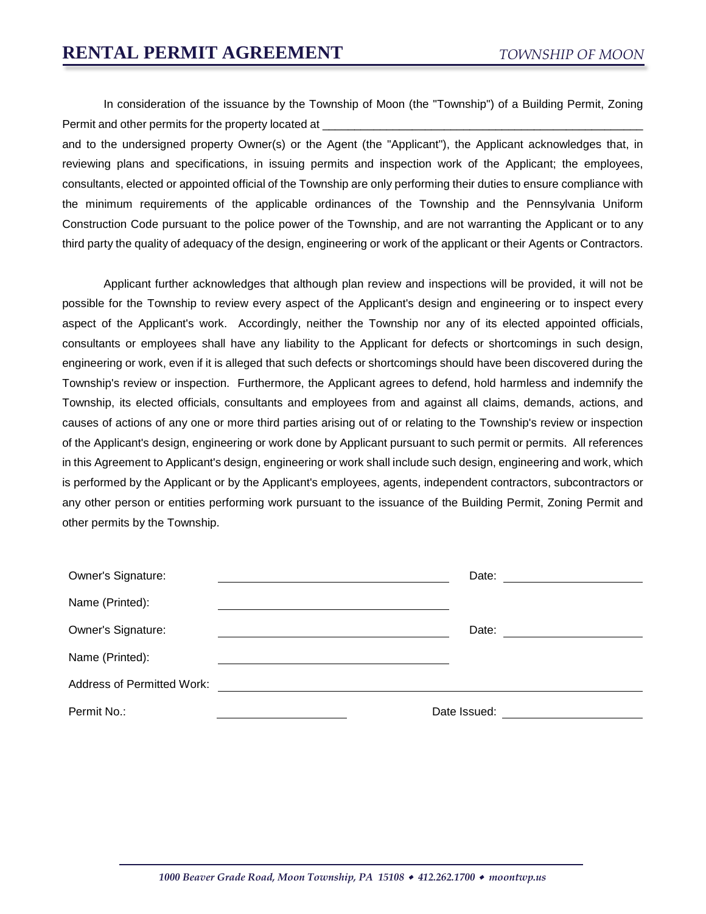# RENTAL PERMIT AGREEMENT

*TOWNSHIP OF MOON*

In consideration of the issuance by the Township of Moon (the "Township") of a Building Permit, Zoning Permit and other permits for the property located at ___________________________________________________ and to the undersigned property Owner(s) or the Agent (the "Applicant"), the Applicant acknowledges that, in reviewing plans and specifications, in issuing permits and inspection work of the Applicant; the employees, consultants, elected or appointed official of the Township are only performing their duties to ensure compliance with the minimum requirements of the applicable ordinances of the Township and the Pennsylvania Uniform Construction Code pursuant to the police power of the Township, and are not warranting the Applicant or to any third party the quality of adequacy of the design, engineering or work of the applicant or their Agents or Contractors.

Applicant further acknowledges that although plan review and inspections will be provided, it will not be possible for the Township to review every aspect of the Applicant's design and engineering or to inspect every aspect of the Applicant's work. Accordingly, neither the Township nor any of its elected appointed officials, consultants or employees shall have any liability to the Applicant for defects or shortcomings in such design, engineering or work, even if it is alleged that such defects or shortcomings should have been discovered during the Township's review or inspection. Furthermore, the Applicant agrees to defend, hold harmless and indemnify the Township, its elected officials, consultants and employees from and against all claims, demands, actions, and causes of actions of any one or more third parties arising out of or relating to the Township's review or inspection of the Applicant's design, engineering or work done by Applicant pursuant to such permit or permits. All references in this Agreement to Applicant's design, engineering or work shall include such design, engineering and work, which is performed by the Applicant or by the Applicant's employees, agents, independent contractors, subcontractors or any other person or entities performing work pursuant to the issuance of the Building Permit, Zoning Permit and other permits by the Township.

Owner's Signature: ______________________________ Date: ____________________

Name (Printed): ______________________________

Owner's Signature: ______________________________ Date: ____________________

Name (Printed): ______________________________

Address of Permitted Work: ____________________________________________________

Permit No.: ____________________ Date Issued: ____________________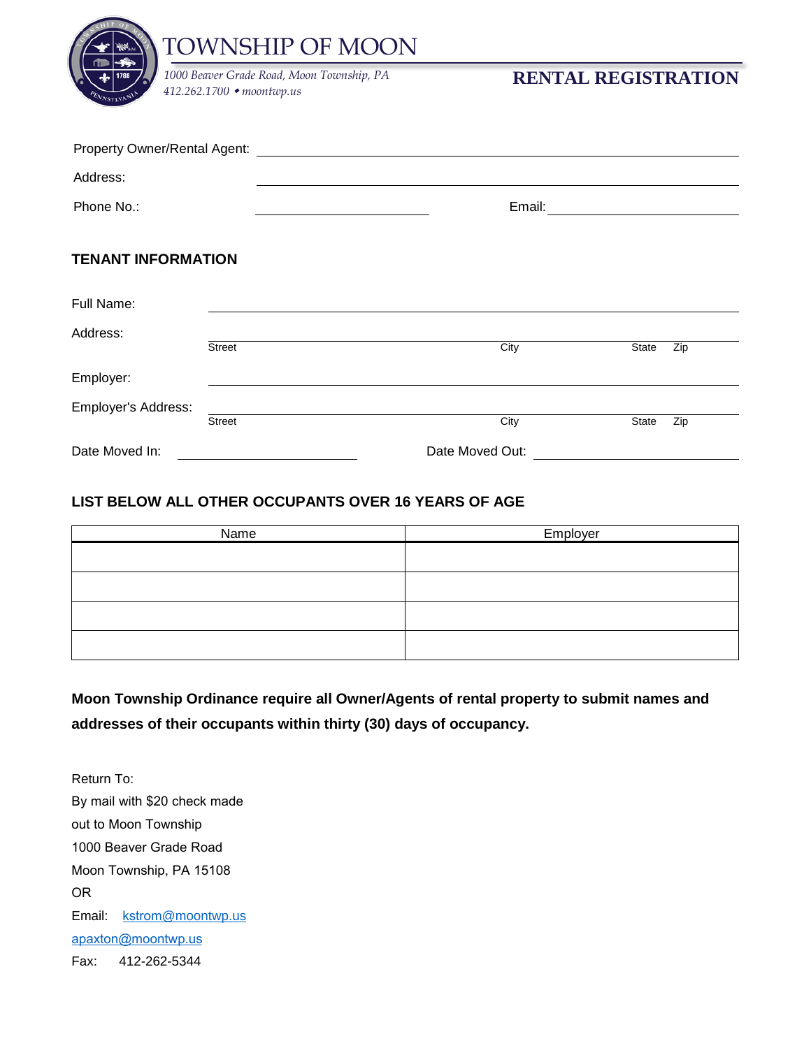# TOWNSHIP OF MOON

*1000 Beaver Grade Road, Moon Township, PA*
*412.262.1700 • moontwp.us*

## RENTAL REGISTRATION

Property Owner/Rental Agent: ______________________________

Address: ______________________________

Phone No.: ______________ Email: ______________

### TENANT INFORMATION

Full Name: ______________________________

Address: ______________________________
Street City State Zip

Employer: ______________________________

Employer's Address: ______________________________
Street City State Zip

Date Moved In: ______________ Date Moved Out: ______________

### LIST BELOW ALL OTHER OCCUPANTS OVER 16 YEARS OF AGE

| Name | Employer |
|---|---|
| | |
| | |
| | |
| | |

**Moon Township Ordinance require all Owner/Agents of rental property to submit names and addresses of their occupants within thirty (30) days of occupancy.**

Return To:
By mail with $20 check made
out to Moon Township
1000 Beaver Grade Road
Moon Township, PA 15108
OR
Email: kstrom@moontwp.us
apaxton@moontwp.us
Fax: 412-262-5344